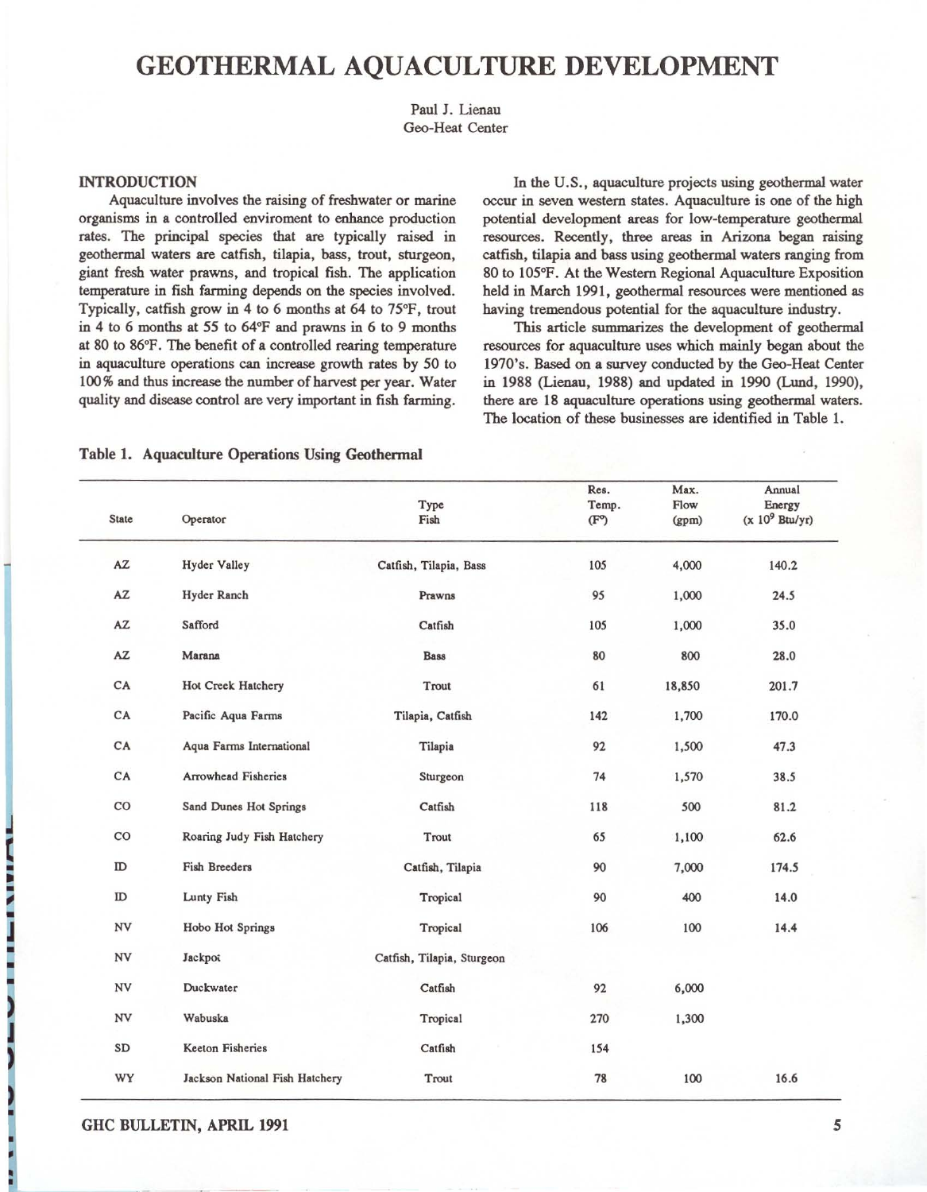# GEOTHERMAL AQUACULTURE DEVELOPMENT

Paul J. Lienau
Geo-Heat Center

## INTRODUCTION

Aquaculture involves the raising of freshwater or marine organisms in a controlled enviroment to enhance production rates. The principal species that are typically raised in geothermal waters are catfish, tilapia, bass, trout, sturgeon, giant fresh water prawns, and tropical fish. The application temperature in fish farming depends on the species involved. Typically, catfish grow in 4 to 6 months at 64 to 75°F, trout in 4 to 6 months at 55 to 64°F and prawns in 6 to 9 months at 80 to 86°F. The benefit of a controlled rearing temperature in aquaculture operations can increase growth rates by 50 to 100% and thus increase the number of harvest per year. Water quality and disease control are very important in fish farming.

In the U.S., aquaculture projects using geothermal water occur in seven western states. Aquaculture is one of the high potential development areas for low-temperature geothermal resources. Recently, three areas in Arizona began raising catfish, tilapia and bass using geothermal waters ranging from 80 to 105°F. At the Western Regional Aquaculture Exposition held in March 1991, geothermal resources were mentioned as having tremendous potential for the aquaculture industry.

This article summarizes the development of geothermal resources for aquaculture uses which mainly began about the 1970's. Based on a survey conducted by the Geo-Heat Center in 1988 (Lienau, 1988) and updated in 1990 (Lund, 1990), there are 18 aquaculture operations using geothermal waters. The location of these businesses are identified in Table 1.

**Table 1. Aquaculture Operations Using Geothermal**

| State | Operator | Type Fish | Res. Temp. (F°) | Max. Flow (gpm) | Annual Energy ($\times 10^9$ Btu/yr) |
|---|---|---|---|---|---|
| AZ | Hyder Valley | Catfish, Tilapia, Bass | 105 | 4,000 | 140.2 |
| AZ | Hyder Ranch | Prawns | 95 | 1,000 | 24.5 |
| AZ | Safford | Catfish | 105 | 1,000 | 35.0 |
| AZ | Marana | Bass | 80 | 800 | 28.0 |
| CA | Hot Creek Hatchery | Trout | 61 | 18,850 | 201.7 |
| CA | Pacific Aqua Farms | Tilapia, Catfish | 142 | 1,700 | 170.0 |
| CA | Aqua Farms International | Tilapia | 92 | 1,500 | 47.3 |
| CA | Arrowhead Fisheries | Sturgeon | 74 | 1,570 | 38.5 |
| CO | Sand Dunes Hot Springs | Catfish | 118 | 500 | 81.2 |
| CO | Roaring Judy Fish Hatchery | Trout | 65 | 1,100 | 62.6 |
| ID | Fish Breeders | Catfish, Tilapia | 90 | 7,000 | 174.5 |
| ID | Lunty Fish | Tropical | 90 | 400 | 14.0 |
| NV | Hobo Hot Springs | Tropical | 106 | 100 | 14.4 |
| NV | Jackpot | Catfish, Tilapia, Sturgeon | | | |
| NV | Duckwater | Catfish | 92 | 6,000 | |
| NV | Wabuska | Tropical | 270 | 1,300 | |
| SD | Keeton Fisheries | Catfish | 154 | | |
| WY | Jackson National Fish Hatchery | Trout | 78 | 100 | 16.6 |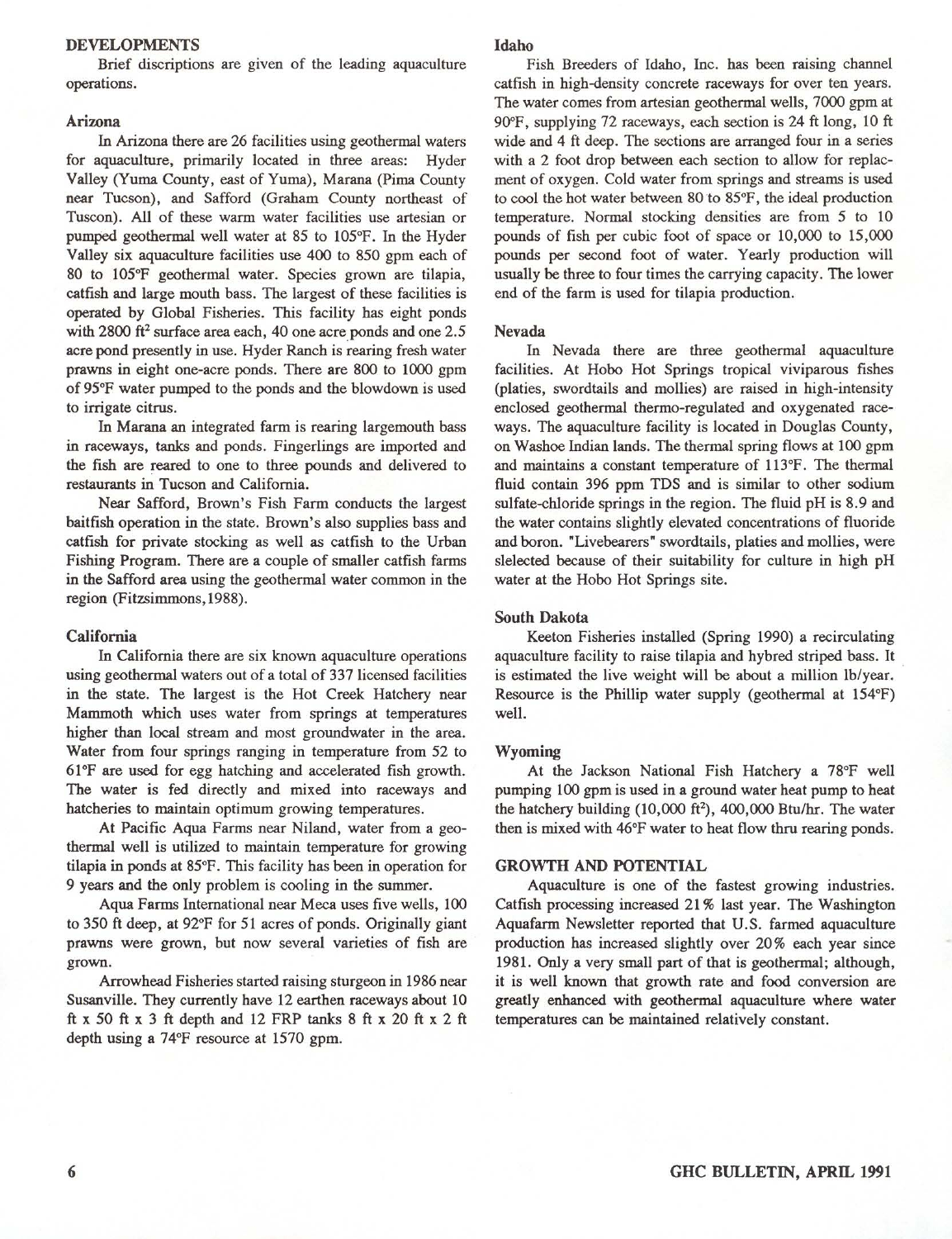## DEVELOPMENTS

Brief discriptions are given of the leading aquaculture operations.

### Arizona

In Arizona there are 26 facilities using geothermal waters for aquaculture, primarily located in three areas: Hyder Valley (Yuma County, east of Yuma), Marana (Pima County near Tucson), and Safford (Graham County northeast of Tuscon). All of these warm water facilities use artesian or pumped geothermal well water at 85 to 105°F. In the Hyder Valley six aquaculture facilities use 400 to 850 gpm each of 80 to 105°F geothermal water. Species grown are tilapia, catfish and large mouth bass. The largest of these facilities is operated by Global Fisheries. This facility has eight ponds with 2800 ft$^2$ surface area each, 40 one acre ponds and one 2.5 acre pond presently in use. Hyder Ranch is rearing fresh water prawns in eight one-acre ponds. There are 800 to 1000 gpm of 95°F water pumped to the ponds and the blowdown is used to irrigate citrus.

In Marana an integrated farm is rearing largemouth bass in raceways, tanks and ponds. Fingerlings are imported and the fish are reared to one to three pounds and delivered to restaurants in Tucson and California.

Near Safford, Brown's Fish Farm conducts the largest baitfish operation in the state. Brown's also supplies bass and catfish for private stocking as well as catfish to the Urban Fishing Program. There are a couple of smaller catfish farms in the Safford area using the geothermal water common in the region (Fitzsimmons,1988).

### California

In California there are six known aquaculture operations using geothermal waters out of a total of 337 licensed facilities in the state. The largest is the Hot Creek Hatchery near Mammoth which uses water from springs at temperatures higher than local stream and most groundwater in the area. Water from four springs ranging in temperature from 52 to 61°F are used for egg hatching and accelerated fish growth. The water is fed directly and mixed into raceways and hatcheries to maintain optimum growing temperatures.

At Pacific Aqua Farms near Niland, water from a geothermal well is utilized to maintain temperature for growing tilapia in ponds at 85°F. This facility has been in operation for 9 years and the only problem is cooling in the summer.

Aqua Farms International near Meca uses five wells, 100 to 350 ft deep, at 92°F for 51 acres of ponds. Originally giant prawns were grown, but now several varieties of fish are grown.

Arrowhead Fisheries started raising sturgeon in 1986 near Susanville. They currently have 12 earthen raceways about 10 ft x 50 ft x 3 ft depth and 12 FRP tanks 8 ft x 20 ft x 2 ft depth using a 74°F resource at 1570 gpm.

### Idaho

Fish Breeders of Idaho, Inc. has been raising channel catfish in high-density concrete raceways for over ten years. The water comes from artesian geothermal wells, 7000 gpm at 90°F, supplying 72 raceways, each section is 24 ft long, 10 ft wide and 4 ft deep. The sections are arranged four in a series with a 2 foot drop between each section to allow for replacment of oxygen. Cold water from springs and streams is used to cool the hot water between 80 to 85°F, the ideal production temperature. Normal stocking densities are from 5 to 10 pounds of fish per cubic foot of space or 10,000 to 15,000 pounds per second foot of water. Yearly production will usually be three to four times the carrying capacity. The lower end of the farm is used for tilapia production.

### Nevada

In Nevada there are three geothermal aquaculture facilities. At Hobo Hot Springs tropical viviparous fishes (platies, swordtails and mollies) are raised in high-intensity enclosed geothermal thermo-regulated and oxygenated raceways. The aquaculture facility is located in Douglas County, on Washoe Indian lands. The thermal spring flows at 100 gpm and maintains a constant temperature of 113°F. The thermal fluid contain 396 ppm TDS and is similar to other sodium sulfate-chloride springs in the region. The fluid pH is 8.9 and the water contains slightly elevated concentrations of fluoride and boron. "Livebearers" swordtails, platies and mollies, were slelected because of their suitability for culture in high pH water at the Hobo Hot Springs site.

### South Dakota

Keeton Fisheries installed (Spring 1990) a recirculating aquaculture facility to raise tilapia and hybred striped bass. It is estimated the live weight will be about a million lb/year. Resource is the Phillip water supply (geothermal at 154°F) well.

### Wyoming

At the Jackson National Fish Hatchery a 78°F well pumping 100 gpm is used in a ground water heat pump to heat the hatchery building (10,000 ft$^2$), 400,000 Btu/hr. The water then is mixed with 46°F water to heat flow thru rearing ponds.

## GROWTH AND POTENTIAL

Aquaculture is one of the fastest growing industries. Catfish processing increased 21% last year. The Washington Aquafarm Newsletter reported that U.S. farmed aquaculture production has increased slightly over 20% each year since 1981. Only a very small part of that is geothermal; although, it is well known that growth rate and food conversion are greatly enhanced with geothermal aquaculture where water temperatures can be maintained relatively constant.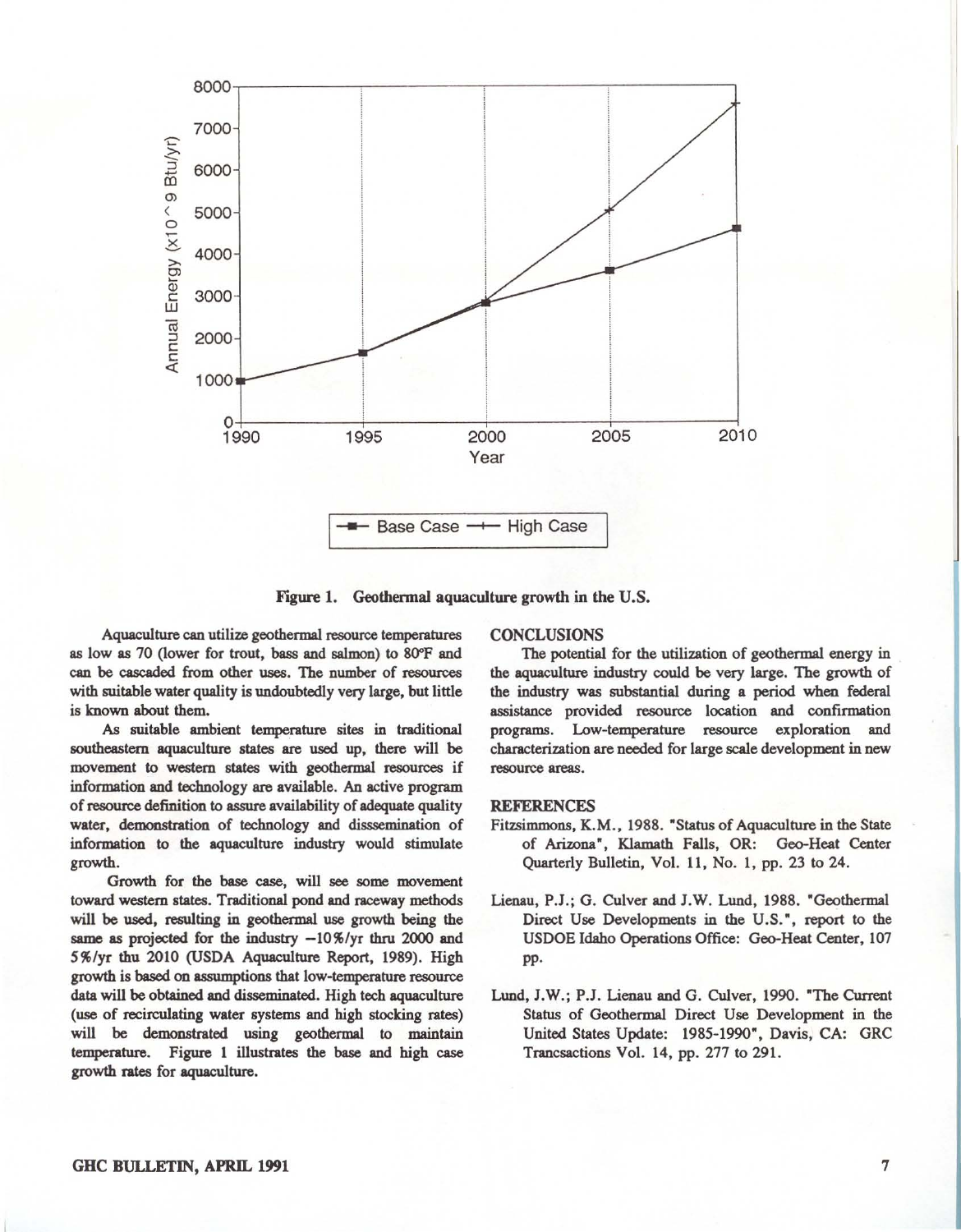8000
7000
6000
5000
4000
3000
2000
1000
0
Annual Energy (x10^9 Btu/yr)

1990 1995 2000 2005 2010
Year

Base Case — High Case

**Figure 1. Geothermal aquaculture growth in the U.S.**

Aquaculture can utilize geothermal resource temperatures as low as 70 (lower for trout, bass and salmon) to 80°F and can be cascaded from other uses. The number of resources with suitable water quality is undoubtedly very large, but little is known about them.

As suitable ambient temperature sites in traditional southeastern aquaculture states are used up, there will be movement to western states with geothermal resources if information and technology are available. An active program of resource definition to assure availability of adequate quality water, demonstration of technology and disssemination of information to the aquaculture industry would stimulate growth.

Growth for the base case, will see some movement toward western states. Traditional pond and raceway methods will be used, resulting in geothermal use growth being the same as projected for the industry --10%/yr thru 2000 and 5%/yr thu 2010 (USDA Aquaculture Report, 1989). High growth is based on assumptions that low-temperature resource data will be obtained and disseminated. High tech aquaculture (use of recirculating water systems and high stocking rates) will be demonstrated using geothermal to maintain temperature. Figure 1 illustrates the base and high case growth rates for aquaculture.

## CONCLUSIONS

The potential for the utilization of geothermal energy in the aquaculture industry could be very large. The growth of the industry was substantial during a period when federal assistance provided resource location and confirmation programs. Low-temperature resource exploration and characterization are needed for large scale development in new resource areas.

## REFERENCES

Fitzsimmons, K.M., 1988. "Status of Aquaculture in the State of Arizona", Klamath Falls, OR: Geo-Heat Center Quarterly Bulletin, Vol. 11, No. 1, pp. 23 to 24.

Lienau, P.J.; G. Culver and J.W. Lund, 1988. "Geothermal Direct Use Developments in the U.S.", report to the USDOE Idaho Operations Office: Geo-Heat Center, 107 pp.

Lund, J.W.; P.J. Lienau and G. Culver, 1990. "The Current Status of Geothermal Direct Use Development in the United States Update: 1985-1990", Davis, CA: GRC Trancsactions Vol. 14, pp. 277 to 291.